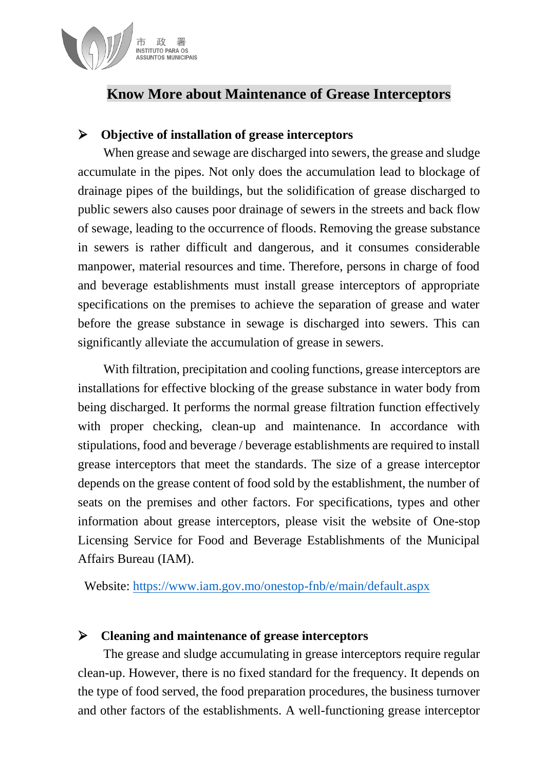# Know More about Maintenance of Grease Interceptors

## ➢ Objective of installation of grease interceptors

When grease and sewage are discharged into sewers, the grease and sludge accumulate in the pipes. Not only does the accumulation lead to blockage of drainage pipes of the buildings, but the solidification of grease discharged to public sewers also causes poor drainage of sewers in the streets and back flow of sewage, leading to the occurrence of floods. Removing the grease substance in sewers is rather difficult and dangerous, and it consumes considerable manpower, material resources and time. Therefore, persons in charge of food and beverage establishments must install grease interceptors of appropriate specifications on the premises to achieve the separation of grease and water before the grease substance in sewage is discharged into sewers. This can significantly alleviate the accumulation of grease in sewers.

With filtration, precipitation and cooling functions, grease interceptors are installations for effective blocking of the grease substance in water body from being discharged. It performs the normal grease filtration function effectively with proper checking, clean-up and maintenance. In accordance with stipulations, food and beverage / beverage establishments are required to install grease interceptors that meet the standards. The size of a grease interceptor depends on the grease content of food sold by the establishment, the number of seats on the premises and other factors. For specifications, types and other information about grease interceptors, please visit the website of One-stop Licensing Service for Food and Beverage Establishments of the Municipal Affairs Bureau (IAM).

Website: https://www.iam.gov.mo/onestop-fnb/e/main/default.aspx

## ➢ Cleaning and maintenance of grease interceptors

The grease and sludge accumulating in grease interceptors require regular clean-up. However, there is no fixed standard for the frequency. It depends on the type of food served, the food preparation procedures, the business turnover and other factors of the establishments. A well-functioning grease interceptor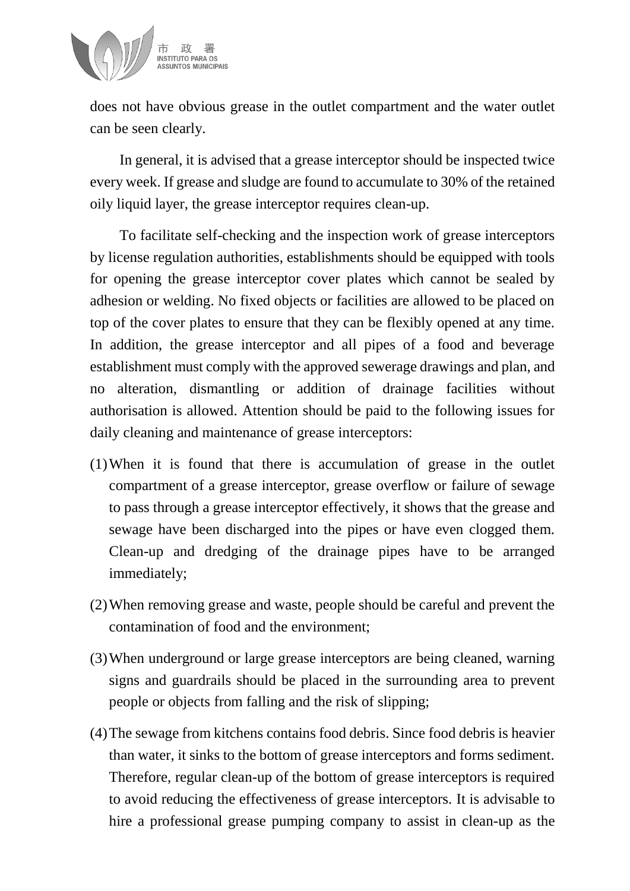does not have obvious grease in the outlet compartment and the water outlet can be seen clearly.

In general, it is advised that a grease interceptor should be inspected twice every week. If grease and sludge are found to accumulate to 30% of the retained oily liquid layer, the grease interceptor requires clean-up.

To facilitate self-checking and the inspection work of grease interceptors by license regulation authorities, establishments should be equipped with tools for opening the grease interceptor cover plates which cannot be sealed by adhesion or welding. No fixed objects or facilities are allowed to be placed on top of the cover plates to ensure that they can be flexibly opened at any time. In addition, the grease interceptor and all pipes of a food and beverage establishment must comply with the approved sewerage drawings and plan, and no alteration, dismantling or addition of drainage facilities without authorisation is allowed. Attention should be paid to the following issues for daily cleaning and maintenance of grease interceptors:

(1) When it is found that there is accumulation of grease in the outlet compartment of a grease interceptor, grease overflow or failure of sewage to pass through a grease interceptor effectively, it shows that the grease and sewage have been discharged into the pipes or have even clogged them. Clean-up and dredging of the drainage pipes have to be arranged immediately;

(2) When removing grease and waste, people should be careful and prevent the contamination of food and the environment;

(3) When underground or large grease interceptors are being cleaned, warning signs and guardrails should be placed in the surrounding area to prevent people or objects from falling and the risk of slipping;

(4) The sewage from kitchens contains food debris. Since food debris is heavier than water, it sinks to the bottom of grease interceptors and forms sediment. Therefore, regular clean-up of the bottom of grease interceptors is required to avoid reducing the effectiveness of grease interceptors. It is advisable to hire a professional grease pumping company to assist in clean-up as the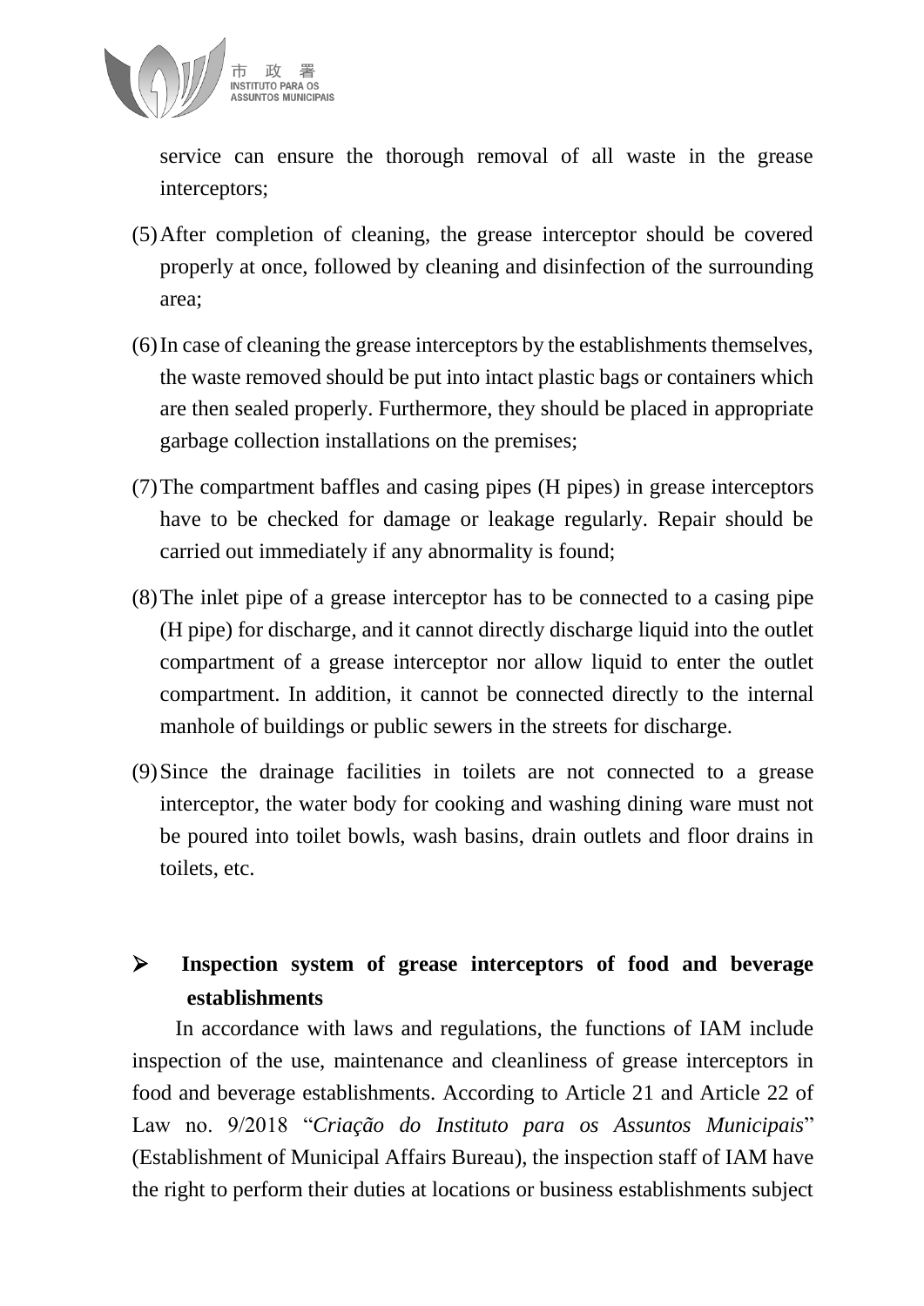service can ensure the thorough removal of all waste in the grease interceptors;

(5) After completion of cleaning, the grease interceptor should be covered properly at once, followed by cleaning and disinfection of the surrounding area;

(6) In case of cleaning the grease interceptors by the establishments themselves, the waste removed should be put into intact plastic bags or containers which are then sealed properly. Furthermore, they should be placed in appropriate garbage collection installations on the premises;

(7) The compartment baffles and casing pipes (H pipes) in grease interceptors have to be checked for damage or leakage regularly. Repair should be carried out immediately if any abnormality is found;

(8) The inlet pipe of a grease interceptor has to be connected to a casing pipe (H pipe) for discharge, and it cannot directly discharge liquid into the outlet compartment of a grease interceptor nor allow liquid to enter the outlet compartment. In addition, it cannot be connected directly to the internal manhole of buildings or public sewers in the streets for discharge.

(9) Since the drainage facilities in toilets are not connected to a grease interceptor, the water body for cooking and washing dining ware must not be poured into toilet bowls, wash basins, drain outlets and floor drains in toilets, etc.

- **Inspection system of grease interceptors of food and beverage establishments**

In accordance with laws and regulations, the functions of IAM include inspection of the use, maintenance and cleanliness of grease interceptors in food and beverage establishments. According to Article 21 and Article 22 of Law no. 9/2018 "*Criação do Instituto para os Assuntos Municipais*" (Establishment of Municipal Affairs Bureau), the inspection staff of IAM have the right to perform their duties at locations or business establishments subject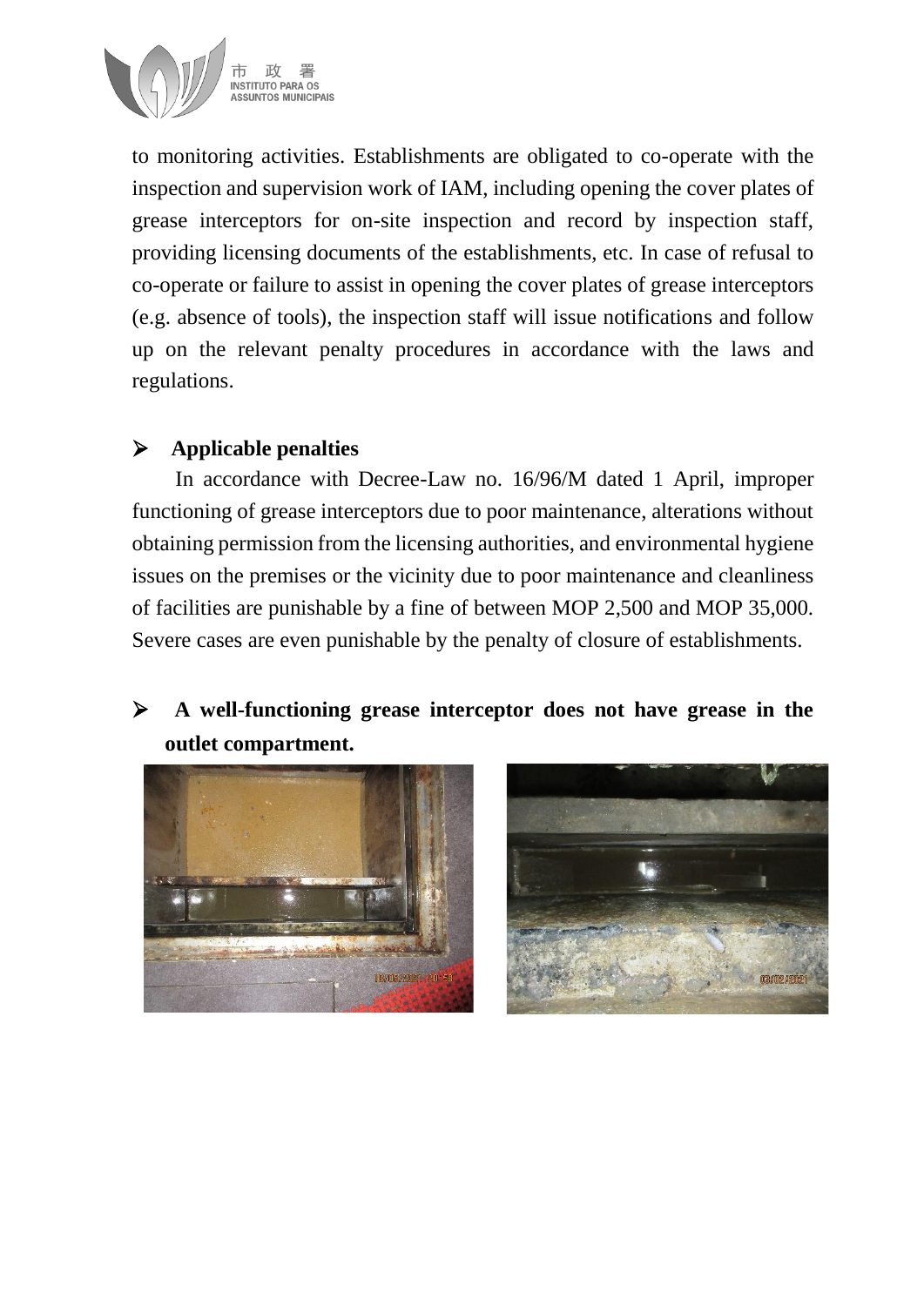to monitoring activities. Establishments are obligated to co-operate with the inspection and supervision work of IAM, including opening the cover plates of grease interceptors for on-site inspection and record by inspection staff, providing licensing documents of the establishments, etc. In case of refusal to co-operate or failure to assist in opening the cover plates of grease interceptors (e.g. absence of tools), the inspection staff will issue notifications and follow up on the relevant penalty procedures in accordance with the laws and regulations.

- **Applicable penalties**

In accordance with Decree-Law no. 16/96/M dated 1 April, improper functioning of grease interceptors due to poor maintenance, alterations without obtaining permission from the licensing authorities, and environmental hygiene issues on the premises or the vicinity due to poor maintenance and cleanliness of facilities are punishable by a fine of between MOP 2,500 and MOP 35,000. Severe cases are even punishable by the penalty of closure of establishments.

- **A well-functioning grease interceptor does not have grease in the outlet compartment.**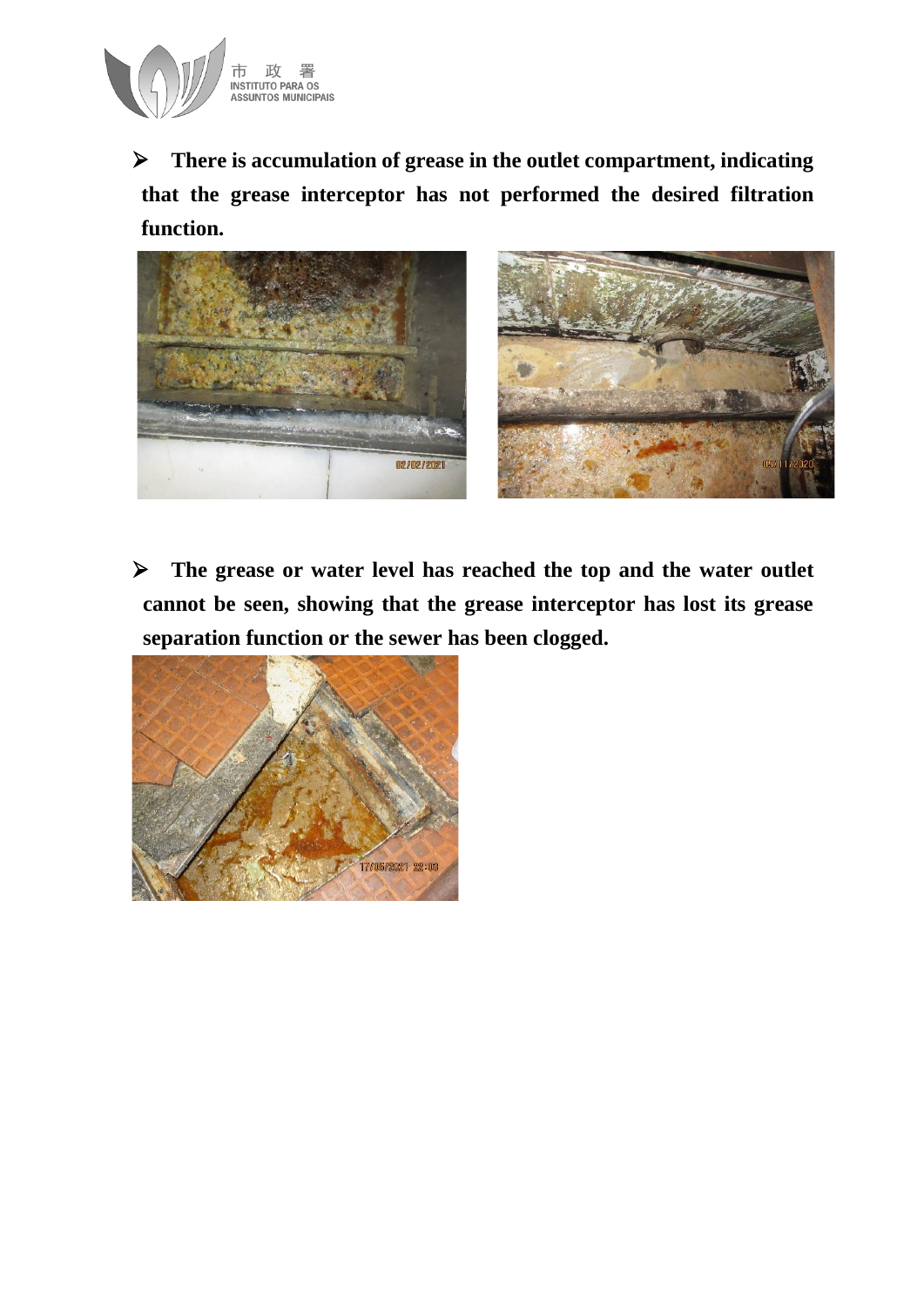- **There is accumulation of grease in the outlet compartment, indicating that the grease interceptor has not performed the desired filtration function.**

- **The grease or water level has reached the top and the water outlet cannot be seen, showing that the grease interceptor has lost its grease separation function or the sewer has been clogged.**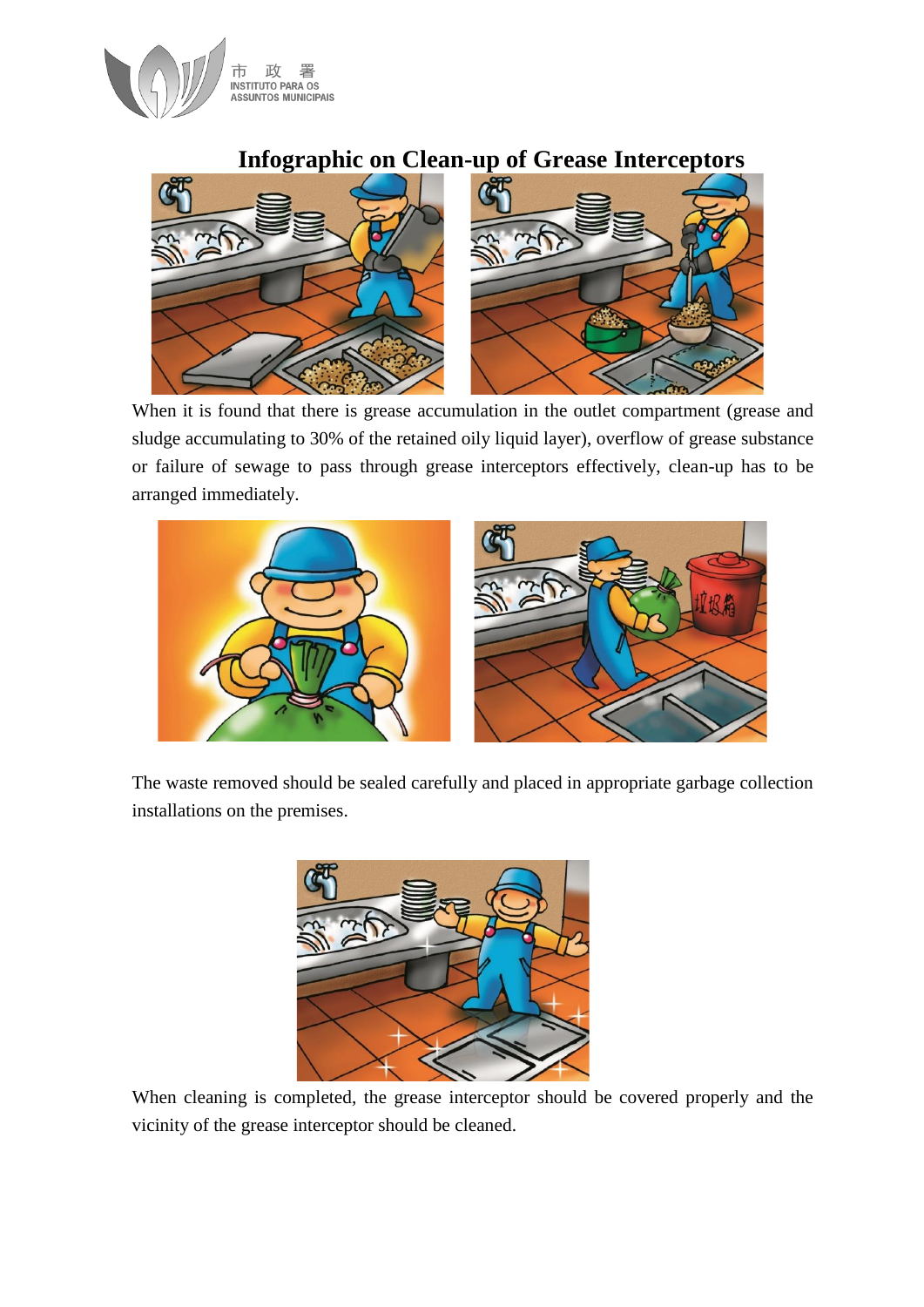# Infographic on Clean-up of Grease Interceptors

When it is found that there is grease accumulation in the outlet compartment (grease and sludge accumulating to 30% of the retained oily liquid layer), overflow of grease substance or failure of sewage to pass through grease interceptors effectively, clean-up has to be arranged immediately.

The waste removed should be sealed carefully and placed in appropriate garbage collection installations on the premises.

When cleaning is completed, the grease interceptor should be covered properly and the vicinity of the grease interceptor should be cleaned.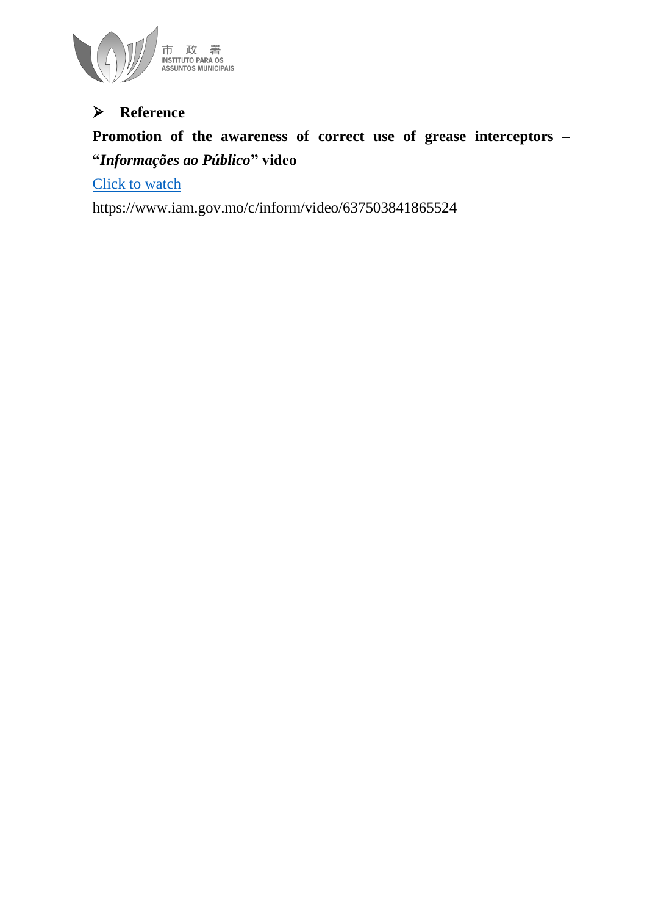- **Reference**

**Promotion of the awareness of correct use of grease interceptors – "*Informações ao Público*" video**

[Click to watch](https://www.iam.gov.mo/c/inform/video/637503841865524)

https://www.iam.gov.mo/c/inform/video/637503841865524